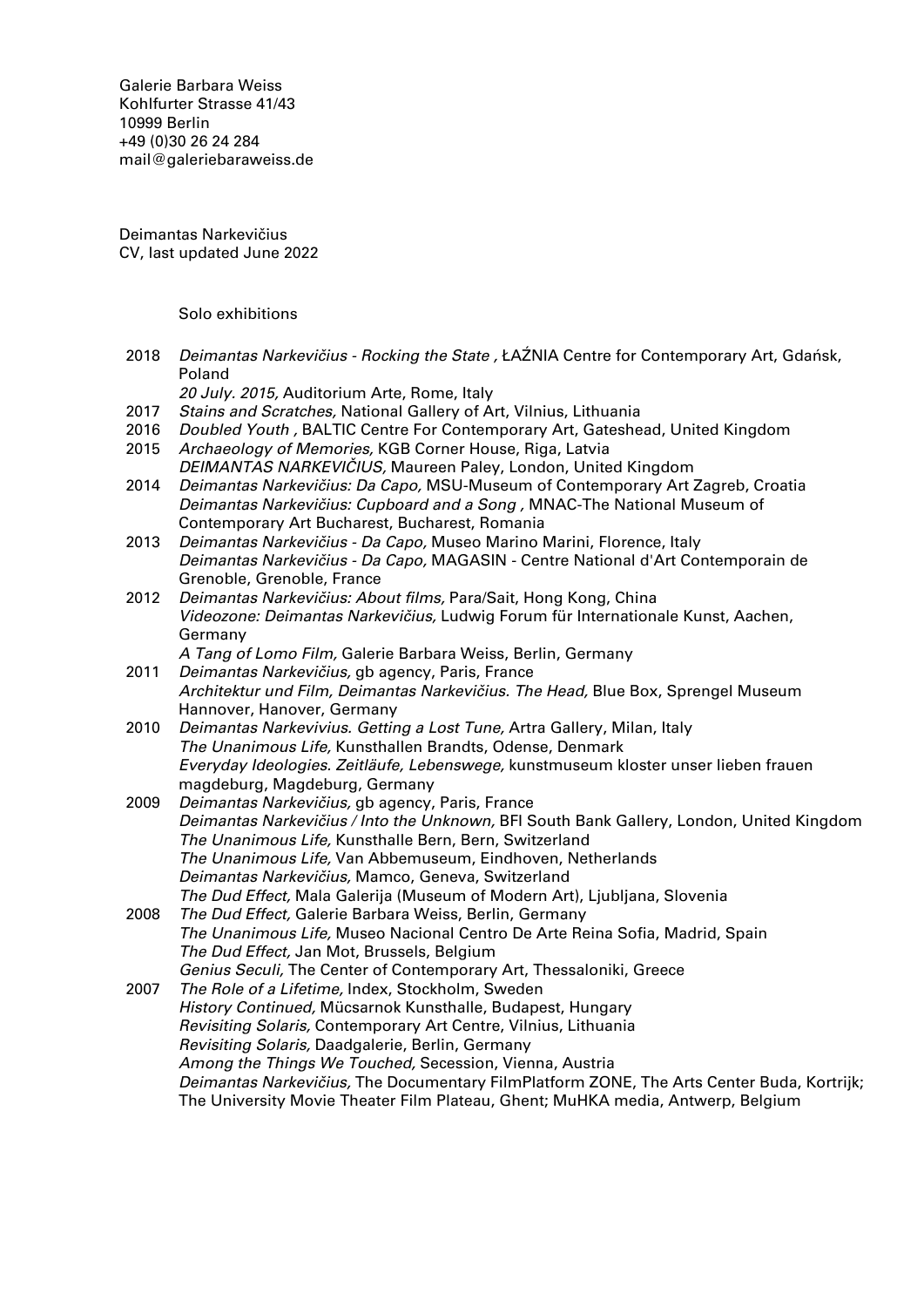Galerie Barbara Weiss
Kohlfurter Strasse 41/43
10999 Berlin
+49 (0)30 26 24 284
mail@galeriebaraweiss.de

Deimantas Narkevičius
CV, last updated June 2022

## Solo exhibitions

2018 *Deimantas Narkevičius - Rocking the State ,* ŁAŹNIA Centre for Contemporary Art, Gdańsk, Poland
*20 July. 2015,* Auditorium Arte, Rome, Italy

2017 *Stains and Scratches,* National Gallery of Art, Vilnius, Lithuania

2016 *Doubled Youth ,* BALTIC Centre For Contemporary Art, Gateshead, United Kingdom

2015 *Archaeology of Memories,* KGB Corner House, Riga, Latvia
*DEIMANTAS NARKEVIČIUS,* Maureen Paley, London, United Kingdom

2014 *Deimantas Narkevičius: Da Capo,* MSU-Museum of Contemporary Art Zagreb, Croatia
*Deimantas Narkevičius: Cupboard and a Song ,* MNAC-The National Museum of Contemporary Art Bucharest, Bucharest, Romania

2013 *Deimantas Narkevičius - Da Capo,* Museo Marino Marini, Florence, Italy
*Deimantas Narkevičius - Da Capo,* MAGASIN - Centre National d'Art Contemporain de Grenoble, Grenoble, France

2012 *Deimantas Narkevičius: About films,* Para/Sait, Hong Kong, China
*Videozone: Deimantas Narkevičius,* Ludwig Forum für Internationale Kunst, Aachen, Germany
*A Tang of Lomo Film,* Galerie Barbara Weiss, Berlin, Germany

2011 *Deimantas Narkevičius,* gb agency, Paris, France
*Architektur und Film, Deimantas Narkevičius. The Head,* Blue Box, Sprengel Museum Hannover, Hanover, Germany

2010 *Deimantas Narkevivius. Getting a Lost Tune,* Artra Gallery, Milan, Italy
*The Unanimous Life,* Kunsthallen Brandts, Odense, Denmark
*Everyday Ideologies. Zeitläufe, Lebenswege,* kunstmuseum kloster unser lieben frauen magdeburg, Magdeburg, Germany

2009 *Deimantas Narkevičius,* gb agency, Paris, France
*Deimantas Narkevičius / Into the Unknown,* BFI South Bank Gallery, London, United Kingdom
*The Unanimous Life,* Kunsthalle Bern, Bern, Switzerland
*The Unanimous Life,* Van Abbemuseum, Eindhoven, Netherlands
*Deimantas Narkevičius,* Mamco, Geneva, Switzerland
*The Dud Effect,* Mala Galerija (Museum of Modern Art), Ljubljana, Slovenia

2008 *The Dud Effect,* Galerie Barbara Weiss, Berlin, Germany
*The Unanimous Life,* Museo Nacional Centro De Arte Reina Sofia, Madrid, Spain
*The Dud Effect,* Jan Mot, Brussels, Belgium
*Genius Seculi,* The Center of Contemporary Art, Thessaloniki, Greece

2007 *The Role of a Lifetime,* Index, Stockholm, Sweden
*History Continued,* Mücsarnok Kunsthalle, Budapest, Hungary
*Revisiting Solaris,* Contemporary Art Centre, Vilnius, Lithuania
*Revisiting Solaris,* Daadgalerie, Berlin, Germany
*Among the Things We Touched,* Secession, Vienna, Austria
*Deimantas Narkevičius,* The Documentary FilmPlatform ZONE, The Arts Center Buda, Kortrijk; The University Movie Theater Film Plateau, Ghent; MuHKA media, Antwerp, Belgium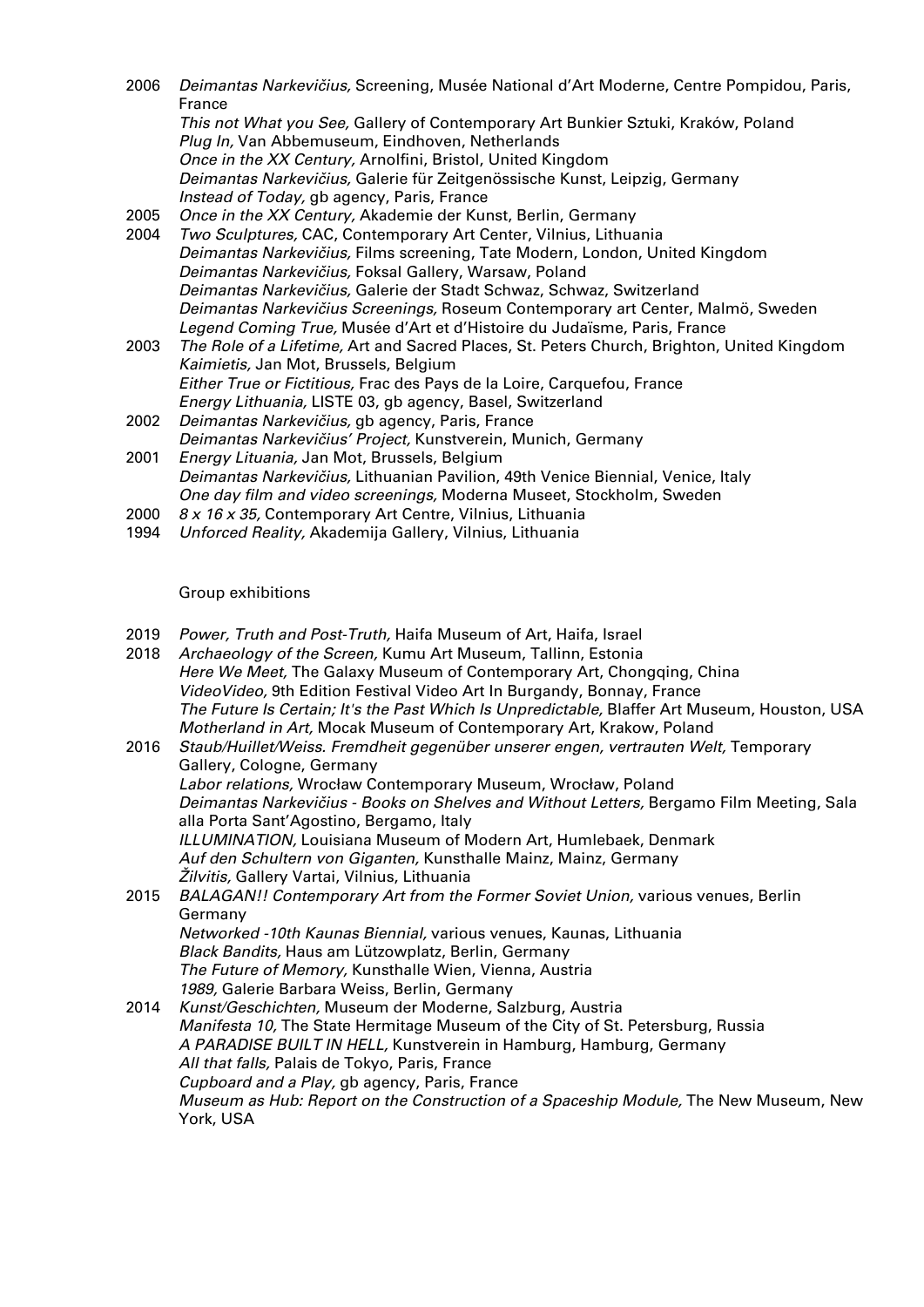2006 *Deimantas Narkevičius,* Screening, Musée National d'Art Moderne, Centre Pompidou, Paris, France
*This not What you See,* Gallery of Contemporary Art Bunkier Sztuki, Kraków, Poland
*Plug In,* Van Abbemuseum, Eindhoven, Netherlands
*Once in the XX Century,* Arnolfini, Bristol, United Kingdom
*Deimantas Narkevičius,* Galerie für Zeitgenössische Kunst, Leipzig, Germany
*Instead of Today,* gb agency, Paris, France

2005 *Once in the XX Century,* Akademie der Kunst, Berlin, Germany

2004 *Two Sculptures,* CAC, Contemporary Art Center, Vilnius, Lithuania
*Deimantas Narkevičius,* Films screening, Tate Modern, London, United Kingdom
*Deimantas Narkevičius,* Foksal Gallery, Warsaw, Poland
*Deimantas Narkevičius,* Galerie der Stadt Schwaz, Schwaz, Switzerland
*Deimantas Narkevičius Screenings,* Roseum Contemporary art Center, Malmö, Sweden
*Legend Coming True,* Musée d'Art et d'Histoire du Judaïsme, Paris, France

2003 *The Role of a Lifetime,* Art and Sacred Places, St. Peters Church, Brighton, United Kingdom
*Kaimietis,* Jan Mot, Brussels, Belgium
*Either True or Fictitious,* Frac des Pays de la Loire, Carquefou, France
*Energy Lithuania,* LISTE 03, gb agency, Basel, Switzerland

2002 *Deimantas Narkevičius,* gb agency, Paris, France
*Deimantas Narkevičius' Project,* Kunstverein, Munich, Germany

2001 *Energy Lituania,* Jan Mot, Brussels, Belgium
*Deimantas Narkevičius,* Lithuanian Pavilion, 49th Venice Biennial, Venice, Italy
*One day film and video screenings,* Moderna Museet, Stockholm, Sweden

2000 *8 x 16 x 35,* Contemporary Art Centre, Vilnius, Lithuania

1994 *Unforced Reality,* Akademija Gallery, Vilnius, Lithuania

## Group exhibitions

2019 *Power, Truth and Post-Truth,* Haifa Museum of Art, Haifa, Israel

2018 *Archaeology of the Screen,* Kumu Art Museum, Tallinn, Estonia
*Here We Meet,* The Galaxy Museum of Contemporary Art, Chongqing, China
*VideoVideo,* 9th Edition Festival Video Art In Burgandy, Bonnay, France
*The Future Is Certain; It's the Past Which Is Unpredictable,* Blaffer Art Museum, Houston, USA
*Motherland in Art,* Mocak Museum of Contemporary Art, Krakow, Poland

2016 *Staub/Huillet/Weiss. Fremdheit gegenüber unserer engen, vertrauten Welt,* Temporary Gallery, Cologne, Germany
*Labor relations,* Wrocław Contemporary Museum, Wrocław, Poland
*Deimantas Narkevičius - Books on Shelves and Without Letters,* Bergamo Film Meeting, Sala alla Porta Sant'Agostino, Bergamo, Italy
*ILLUMINATION,* Louisiana Museum of Modern Art, Humlebaek, Denmark
*Auf den Schultern von Giganten,* Kunsthalle Mainz, Mainz, Germany
*Žilvitis,* Gallery Vartai, Vilnius, Lithuania

2015 *BALAGAN!! Contemporary Art from the Former Soviet Union,* various venues, Berlin Germany
*Networked -10th Kaunas Biennial,* various venues, Kaunas, Lithuania
*Black Bandits,* Haus am Lützowplatz, Berlin, Germany
*The Future of Memory,* Kunsthalle Wien, Vienna, Austria
*1989,* Galerie Barbara Weiss, Berlin, Germany

2014 *Kunst/Geschichten,* Museum der Moderne, Salzburg, Austria
*Manifesta 10,* The State Hermitage Museum of the City of St. Petersburg, Russia
*A PARADISE BUILT IN HELL,* Kunstverein in Hamburg, Hamburg, Germany
*All that falls,* Palais de Tokyo, Paris, France
*Cupboard and a Play,* gb agency, Paris, France
*Museum as Hub: Report on the Construction of a Spaceship Module,* The New Museum, New York, USA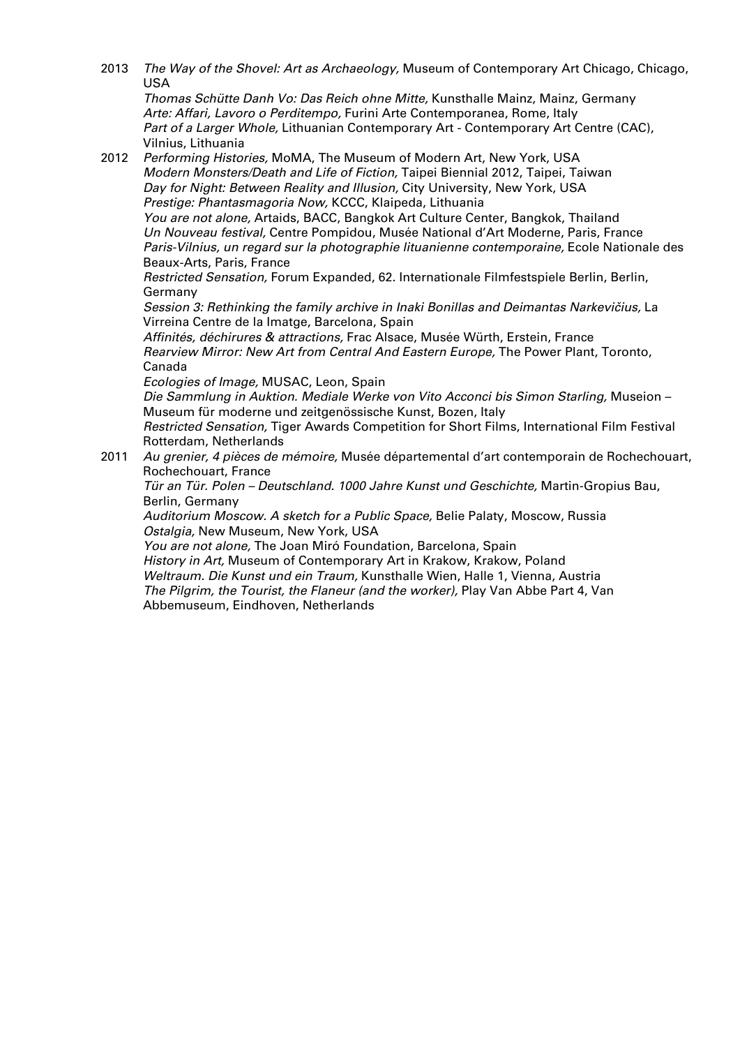2013 *The Way of the Shovel: Art as Archaeology,* Museum of Contemporary Art Chicago, Chicago, USA
*Thomas Schütte Danh Vo: Das Reich ohne Mitte,* Kunsthalle Mainz, Mainz, Germany
*Arte: Affari, Lavoro o Perditempo,* Furini Arte Contemporanea, Rome, Italy
*Part of a Larger Whole,* Lithuanian Contemporary Art - Contemporary Art Centre (CAC), Vilnius, Lithuania

2012 *Performing Histories,* MoMA, The Museum of Modern Art, New York, USA
*Modern Monsters/Death and Life of Fiction,* Taipei Biennial 2012, Taipei, Taiwan
*Day for Night: Between Reality and Illusion,* City University, New York, USA
*Prestige: Phantasmagoria Now,* KCCC, Klaipeda, Lithuania
*You are not alone,* Artaids, BACC, Bangkok Art Culture Center, Bangkok, Thailand
*Un Nouveau festival,* Centre Pompidou, Musée National d'Art Moderne, Paris, France
*Paris-Vilnius, un regard sur la photographie lituanienne contemporaine,* Ecole Nationale des Beaux-Arts, Paris, France
*Restricted Sensation,* Forum Expanded, 62. Internationale Filmfestspiele Berlin, Berlin, Germany
*Session 3: Rethinking the family archive in Inaki Bonillas and Deimantas Narkevičius,* La Virreina Centre de la Imatge, Barcelona, Spain
*Affinités, déchirures & attractions,* Frac Alsace, Musée Würth, Erstein, France
*Rearview Mirror: New Art from Central And Eastern Europe,* The Power Plant, Toronto, Canada
*Ecologies of Image,* MUSAC, Leon, Spain
*Die Sammlung in Auktion. Mediale Werke von Vito Acconci bis Simon Starling,* Museion – Museum für moderne und zeitgenössische Kunst, Bozen, Italy
*Restricted Sensation,* Tiger Awards Competition for Short Films, International Film Festival Rotterdam, Netherlands

2011 *Au grenier, 4 pièces de mémoire,* Musée départemental d'art contemporain de Rochechouart, Rochechouart, France
*Tür an Tür. Polen – Deutschland. 1000 Jahre Kunst und Geschichte,* Martin-Gropius Bau, Berlin, Germany
*Auditorium Moscow. A sketch for a Public Space,* Belie Palaty, Moscow, Russia
*Ostalgia,* New Museum, New York, USA
*You are not alone,* The Joan Miró Foundation, Barcelona, Spain
*History in Art,* Museum of Contemporary Art in Krakow, Krakow, Poland
*Weltraum. Die Kunst und ein Traum,* Kunsthalle Wien, Halle 1, Vienna, Austria
*The Pilgrim, the Tourist, the Flaneur (and the worker),* Play Van Abbe Part 4, Van Abbemuseum, Eindhoven, Netherlands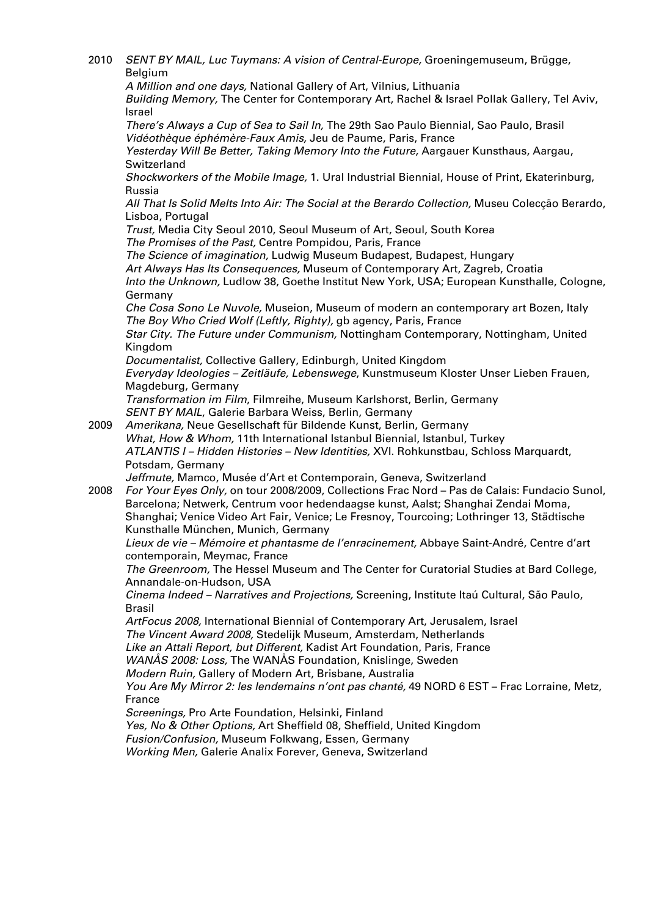2010 *SENT BY MAIL, Luc Tuymans: A vision of Central-Europe,* Groeningemuseum, Brügge, Belgium
*A Million and one days,* National Gallery of Art, Vilnius, Lithuania
*Building Memory,* The Center for Contemporary Art, Rachel & Israel Pollak Gallery, Tel Aviv, Israel
*There's Always a Cup of Sea to Sail In,* The 29th Sao Paulo Biennial, Sao Paulo, Brasil
*Vidéothèque éphémère-Faux Amis,* Jeu de Paume, Paris, France
*Yesterday Will Be Better, Taking Memory Into the Future,* Aargauer Kunsthaus, Aargau, Switzerland
*Shockworkers of the Mobile Image,* 1. Ural Industrial Biennial, House of Print, Ekaterinburg, Russia
*All That Is Solid Melts Into Air: The Social at the Berardo Collection,* Museu Colecção Berardo, Lisboa, Portugal
*Trust,* Media City Seoul 2010, Seoul Museum of Art, Seoul, South Korea
*The Promises of the Past,* Centre Pompidou, Paris, France
*The Science of imagination,* Ludwig Museum Budapest, Budapest, Hungary
*Art Always Has Its Consequences,* Museum of Contemporary Art, Zagreb, Croatia
*Into the Unknown,* Ludlow 38, Goethe Institut New York, USA; European Kunsthalle, Cologne, Germany
*Che Cosa Sono Le Nuvole,* Museion, Museum of modern an contemporary art Bozen, Italy
*The Boy Who Cried Wolf (Leftly, Righty),* gb agency, Paris, France
*Star City. The Future under Communism,* Nottingham Contemporary, Nottingham, United Kingdom
*Documentalist,* Collective Gallery, Edinburgh, United Kingdom
*Everyday Ideologies – Zeitläufe, Lebenswege*, Kunstmuseum Kloster Unser Lieben Frauen, Magdeburg, Germany
*Transformation im Film*, Filmreihe, Museum Karlshorst, Berlin, Germany
*SENT BY MAIL*, Galerie Barbara Weiss, Berlin, Germany

2009 *Amerikana,* Neue Gesellschaft für Bildende Kunst, Berlin, Germany
*What, How & Whom,* 11th International Istanbul Biennial, Istanbul, Turkey
*ATLANTIS I – Hidden Histories – New Identities,* XVI. Rohkunstbau, Schloss Marquardt, Potsdam, Germany
*Jeffmute,* Mamco, Musée d'Art et Contemporain, Geneva, Switzerland

2008 *For Your Eyes Only,* on tour 2008/2009, Collections Frac Nord – Pas de Calais: Fundacio Sunol, Barcelona; Netwerk, Centrum voor hedendaagse kunst, Aalst; Shanghai Zendai Moma, Shanghai; Venice Video Art Fair, Venice; Le Fresnoy, Tourcoing; Lothringer 13, Städtische Kunsthalle München, Munich, Germany
*Lieux de vie – Mémoire et phantasme de l'enracinement,* Abbaye Saint-André, Centre d'art contemporain, Meymac, France
*The Greenroom,* The Hessel Museum and The Center for Curatorial Studies at Bard College, Annandale-on-Hudson, USA
*Cinema Indeed – Narratives and Projections,* Screening, Institute Itaú Cultural, São Paulo, Brasil
*ArtFocus 2008,* International Biennial of Contemporary Art, Jerusalem, Israel
*The Vincent Award 2008,* Stedelijk Museum, Amsterdam, Netherlands
*Like an Attali Report, but Different,* Kadist Art Foundation, Paris, France
*WANÅS 2008: Loss,* The WANÅS Foundation, Knislinge, Sweden
*Modern Ruin,* Gallery of Modern Art, Brisbane, Australia
*You Are My Mirror 2: les lendemains n'ont pas chanté,* 49 NORD 6 EST – Frac Lorraine, Metz, France
*Screenings,* Pro Arte Foundation, Helsinki, Finland
*Yes, No & Other Options,* Art Sheffield 08, Sheffield, United Kingdom
*Fusion/Confusion,* Museum Folkwang, Essen, Germany
*Working Men,* Galerie Analix Forever, Geneva, Switzerland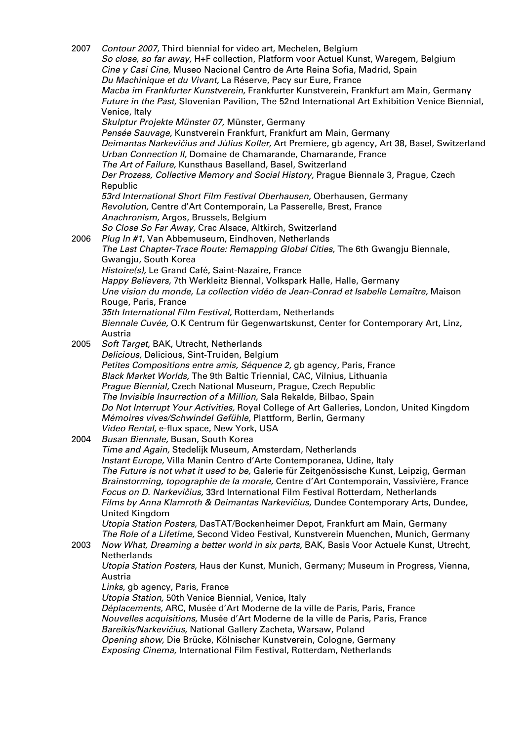2007 *Contour 2007,* Third biennial for video art, Mechelen, Belgium
*So close, so far away,* H+F collection, Platform voor Actuel Kunst, Waregem, Belgium
*Cine y Casi Cine,* Museo Nacional Centro de Arte Reina Sofia, Madrid, Spain
*Du Machinique et du Vivant,* La Réserve, Pacy sur Eure, France
*Macba im Frankfurter Kunstverein,* Frankfurter Kunstverein, Frankfurt am Main, Germany
*Future in the Past,* Slovenian Pavilion, The 52nd International Art Exhibition Venice Biennial, Venice, Italy
*Skulptur Projekte Münster 07,* Münster, Germany
*Pensée Sauvage,* Kunstverein Frankfurt, Frankfurt am Main, Germany
*Deimantas Narkevičius and Jùlius Koller,* Art Premiere, gb agency, Art 38, Basel, Switzerland
*Urban Connection II,* Domaine de Chamarande, Chamarande, France
*The Art of Failure,* Kunsthaus Baselland, Basel, Switzerland
*Der Prozess, Collective Memory and Social History,* Prague Biennale 3, Prague, Czech Republic
*53rd International Short Film Festival Oberhausen,* Oberhausen, Germany
*Revolution,* Centre d'Art Contemporain, La Passerelle, Brest, France
*Anachronism,* Argos, Brussels, Belgium
*So Close So Far Away,* Crac Alsace, Altkirch, Switzerland

2006 *Plug In #1,* Van Abbemuseum, Eindhoven, Netherlands
*The Last Chapter-Trace Route: Remapping Global Cities,* The 6th Gwangju Biennale, Gwangju, South Korea
*Histoire(s),* Le Grand Café, Saint-Nazaire, France
*Happy Believers,* 7th Werkleitz Biennal, Volkspark Halle, Halle, Germany
*Une vision du monde, La collection vidéo de Jean-Conrad et Isabelle Lemaître,* Maison Rouge, Paris, France
*35th International Film Festival,* Rotterdam, Netherlands
*Biennale Cuvée,* O.K Centrum für Gegenwartskunst, Center for Contemporary Art, Linz, Austria

2005 *Soft Target,* BAK, Utrecht, Netherlands
*Delicious,* Delicious, Sint-Truiden, Belgium
*Petites Compositions entre amis, Séquence 2,* gb agency, Paris, France
*Black Market Worlds,* The 9th Baltic Triennial, CAC, Vilnius, Lithuania
*Prague Biennial,* Czech National Museum, Prague, Czech Republic
*The Invisible Insurrection of a Million,* Sala Rekalde, Bilbao, Spain
*Do Not Interrupt Your Activities,* Royal College of Art Galleries, London, United Kingdom
*Mémoires vives/Schwindel Gefühle,* Plattform, Berlin, Germany
*Video Rental,* e-flux space, New York, USA

2004 *Busan Biennale,* Busan, South Korea
*Time and Again,* Stedelijk Museum, Amsterdam, Netherlands
*Instant Europe,* Villa Manin Centro d'Arte Contemporanea, Udine, Italy
*The Future is not what it used to be,* Galerie für Zeitgenössische Kunst, Leipzig, German
*Brainstorming, topographie de la morale,* Centre d'Art Contemporain, Vassivière, France
*Focus on D. Narkevičius,* 33rd International Film Festival Rotterdam, Netherlands
*Films by Anna Klamroth & Deimantas Narkevičius,* Dundee Contemporary Arts, Dundee, United Kingdom
*Utopia Station Posters,* DasTAT/Bockenheimer Depot, Frankfurt am Main, Germany
*The Role of a Lifetime,* Second Video Festival, Kunstverein Muenchen, Munich, Germany

2003 *Now What, Dreaming a better world in six parts,* BAK, Basis Voor Actuele Kunst, Utrecht, Netherlands
*Utopia Station Posters,* Haus der Kunst, Munich, Germany; Museum in Progress, Vienna, Austria
*Links,* gb agency, Paris, France
*Utopia Station,* 50th Venice Biennial, Venice, Italy
*Déplacements,* ARC, Musée d'Art Moderne de la ville de Paris, Paris, France
*Nouvelles acquisitions,* Musée d'Art Moderne de la ville de Paris, Paris, France
*Bareikis/Narkevičius,* National Gallery Zacheta, Warsaw, Poland
*Opening show,* Die Brücke, Kölnischer Kunstverein, Cologne, Germany
*Exposing Cinema,* International Film Festival, Rotterdam, Netherlands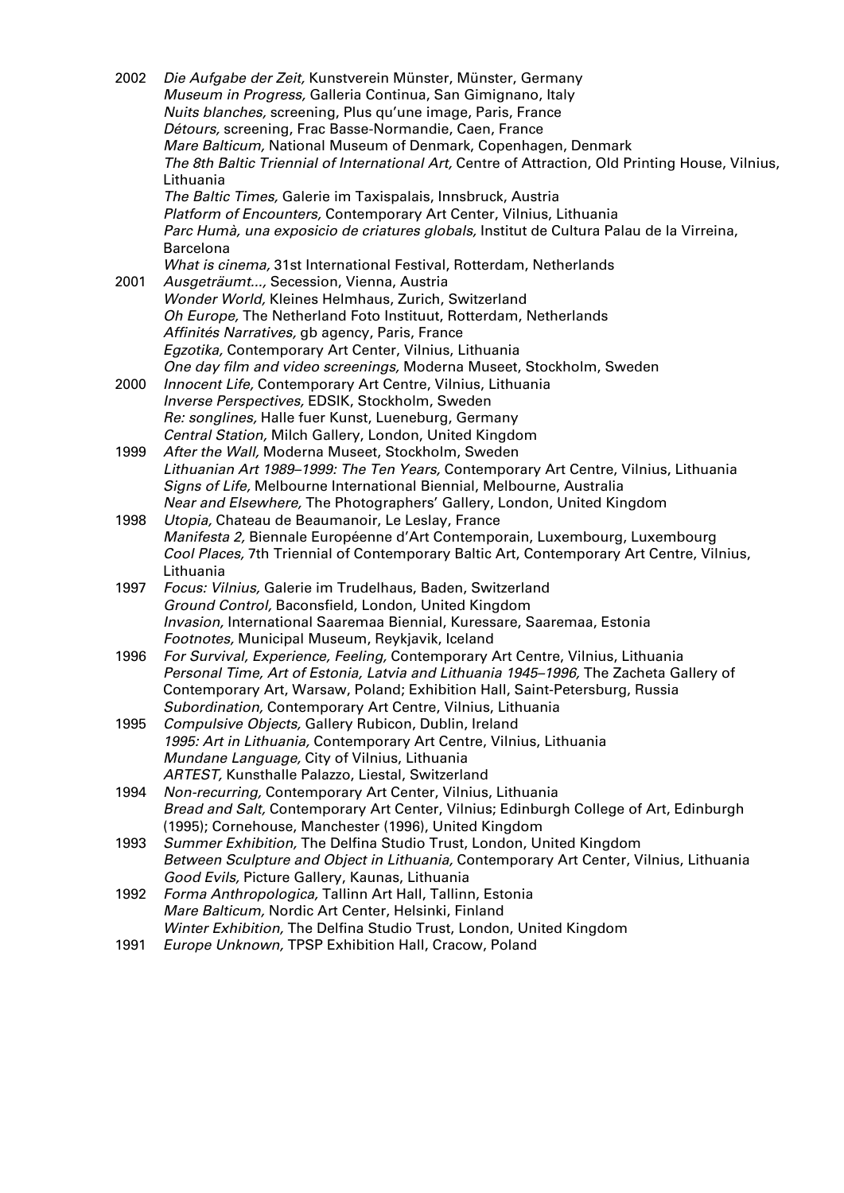2002 *Die Aufgabe der Zeit,* Kunstverein Münster, Münster, Germany
*Museum in Progress,* Galleria Continua, San Gimignano, Italy
*Nuits blanches,* screening, Plus qu'une image, Paris, France
*Détours,* screening, Frac Basse-Normandie, Caen, France
*Mare Balticum,* National Museum of Denmark, Copenhagen, Denmark
*The 8th Baltic Triennial of International Art,* Centre of Attraction, Old Printing House, Vilnius, Lithuania
*The Baltic Times,* Galerie im Taxispalais, Innsbruck, Austria
*Platform of Encounters,* Contemporary Art Center, Vilnius, Lithuania
*Parc Humà, una exposicio de criatures globals,* Institut de Cultura Palau de la Virreina, Barcelona
*What is cinema,* 31st International Festival, Rotterdam, Netherlands

2001 *Ausgeträumt...,* Secession, Vienna, Austria
*Wonder World,* Kleines Helmhaus, Zurich, Switzerland
*Oh Europe,* The Netherland Foto Instituut, Rotterdam, Netherlands
*Affinités Narratives,* gb agency, Paris, France
*Egzotika,* Contemporary Art Center, Vilnius, Lithuania
*One day film and video screenings,* Moderna Museet, Stockholm, Sweden

2000 *Innocent Life,* Contemporary Art Centre, Vilnius, Lithuania
*Inverse Perspectives,* EDSIK, Stockholm, Sweden
*Re: songlines,* Halle fuer Kunst, Lueneburg, Germany
*Central Station,* Milch Gallery, London, United Kingdom

1999 *After the Wall,* Moderna Museet, Stockholm, Sweden
*Lithuanian Art 1989–1999: The Ten Years,* Contemporary Art Centre, Vilnius, Lithuania
*Signs of Life,* Melbourne International Biennial, Melbourne, Australia
*Near and Elsewhere,* The Photographers' Gallery, London, United Kingdom

1998 *Utopia,* Chateau de Beaumanoir, Le Leslay, France
*Manifesta 2,* Biennale Européenne d'Art Contemporain, Luxembourg, Luxembourg
*Cool Places,* 7th Triennial of Contemporary Baltic Art, Contemporary Art Centre, Vilnius, Lithuania

1997 *Focus: Vilnius,* Galerie im Trudelhaus, Baden, Switzerland
*Ground Control,* Baconsfield, London, United Kingdom
*Invasion,* International Saaremaa Biennial, Kuressare, Saaremaa, Estonia
*Footnotes,* Municipal Museum, Reykjavik, Iceland

1996 *For Survival, Experience, Feeling,* Contemporary Art Centre, Vilnius, Lithuania
*Personal Time, Art of Estonia, Latvia and Lithuania 1945–1996,* The Zacheta Gallery of Contemporary Art, Warsaw, Poland; Exhibition Hall, Saint-Petersburg, Russia
*Subordination,* Contemporary Art Centre, Vilnius, Lithuania

1995 *Compulsive Objects,* Gallery Rubicon, Dublin, Ireland
*1995: Art in Lithuania,* Contemporary Art Centre, Vilnius, Lithuania
*Mundane Language,* City of Vilnius, Lithuania
*ARTEST,* Kunsthalle Palazzo, Liestal, Switzerland

1994 *Non-recurring,* Contemporary Art Center, Vilnius, Lithuania
*Bread and Salt,* Contemporary Art Center, Vilnius; Edinburgh College of Art, Edinburgh (1995); Cornehouse, Manchester (1996), United Kingdom

1993 *Summer Exhibition,* The Delfina Studio Trust, London, United Kingdom
*Between Sculpture and Object in Lithuania,* Contemporary Art Center, Vilnius, Lithuania
*Good Evils,* Picture Gallery, Kaunas, Lithuania

1992 *Forma Anthropologica,* Tallinn Art Hall, Tallinn, Estonia
*Mare Balticum,* Nordic Art Center, Helsinki, Finland
*Winter Exhibition,* The Delfina Studio Trust, London, United Kingdom

1991 *Europe Unknown,* TPSP Exhibition Hall, Cracow, Poland